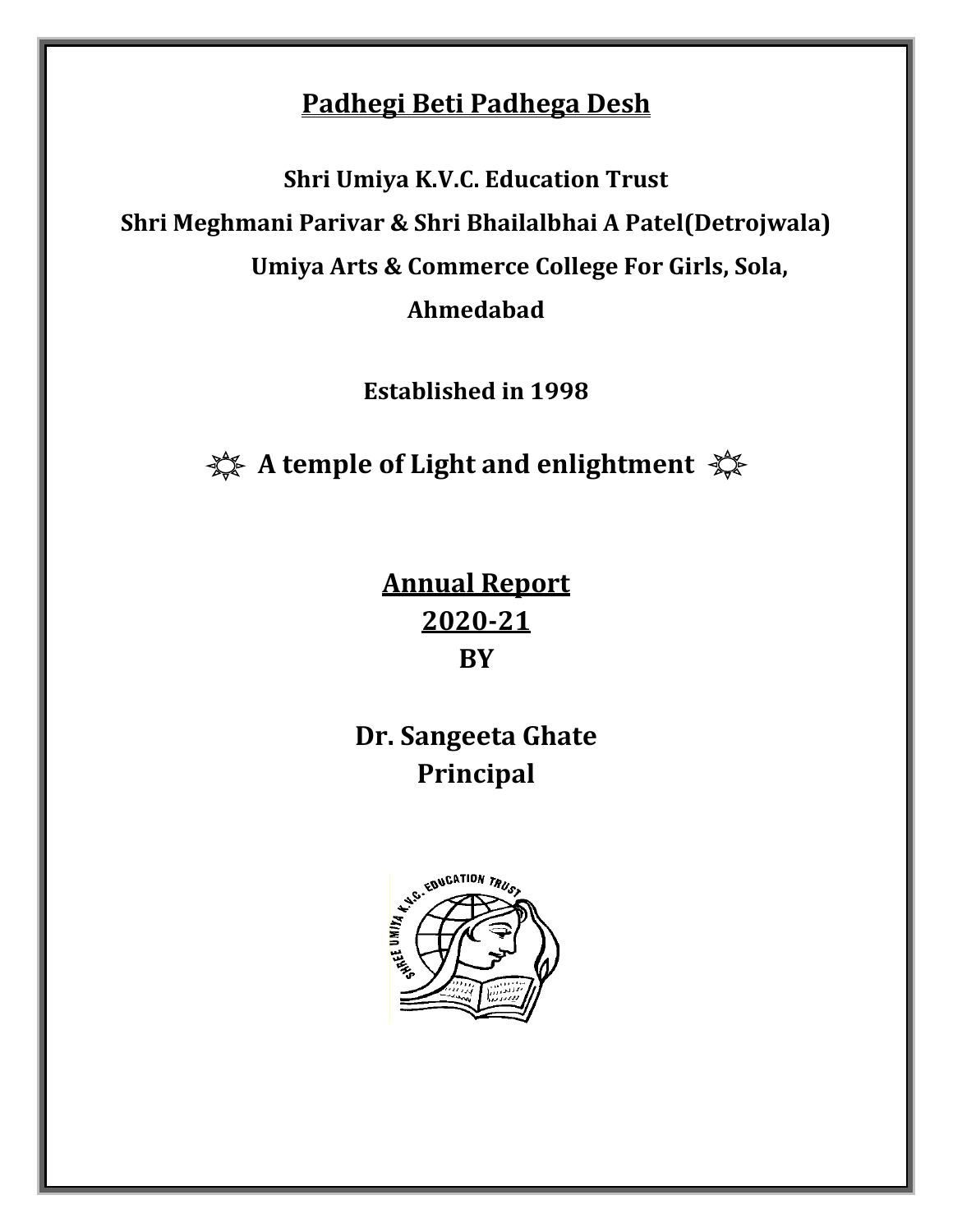# Padhegi Beti Padhega Desh

**Shri Umiya K.V.C. Education Trust**

**Shri Meghmani Parivar & Shri Bhailalbhai A Patel(Detrojwala)**

**Umiya Arts & Commerce College For Girls, Sola,**

**Ahmedabad**

**Established in 1998**

**☼ A temple of Light and enlightment ☼**

## Annual Report

## 2020-21

## BY

## Dr. Sangeeta Ghate

## Principal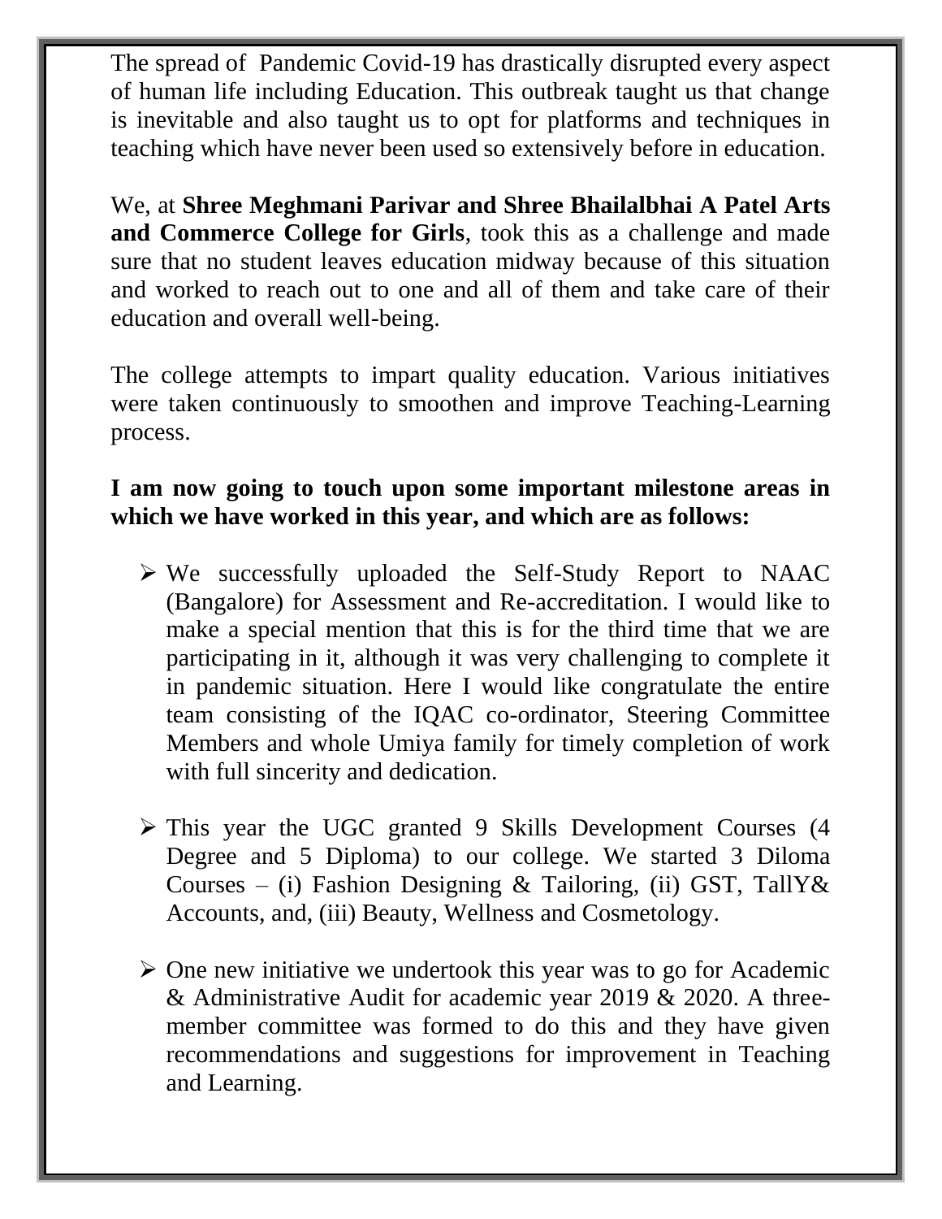The spread of Pandemic Covid-19 has drastically disrupted every aspect of human life including Education. This outbreak taught us that change is inevitable and also taught us to opt for platforms and techniques in teaching which have never been used so extensively before in education.

We, at **Shree Meghmani Parivar and Shree Bhailalbhai A Patel Arts and Commerce College for Girls**, took this as a challenge and made sure that no student leaves education midway because of this situation and worked to reach out to one and all of them and take care of their education and overall well-being.

The college attempts to impart quality education. Various initiatives were taken continuously to smoothen and improve Teaching-Learning process.

**I am now going to touch upon some important milestone areas in which we have worked in this year, and which are as follows:**

- We successfully uploaded the Self-Study Report to NAAC (Bangalore) for Assessment and Re-accreditation. I would like to make a special mention that this is for the third time that we are participating in it, although it was very challenging to complete it in pandemic situation. Here I would like congratulate the entire team consisting of the IQAC co-ordinator, Steering Committee Members and whole Umiya family for timely completion of work with full sincerity and dedication.

- This year the UGC granted 9 Skills Development Courses (4 Degree and 5 Diploma) to our college. We started 3 Diloma Courses – (i) Fashion Designing & Tailoring, (ii) GST, TallY& Accounts, and, (iii) Beauty, Wellness and Cosmetology.

- One new initiative we undertook this year was to go for Academic & Administrative Audit for academic year 2019 & 2020. A three-member committee was formed to do this and they have given recommendations and suggestions for improvement in Teaching and Learning.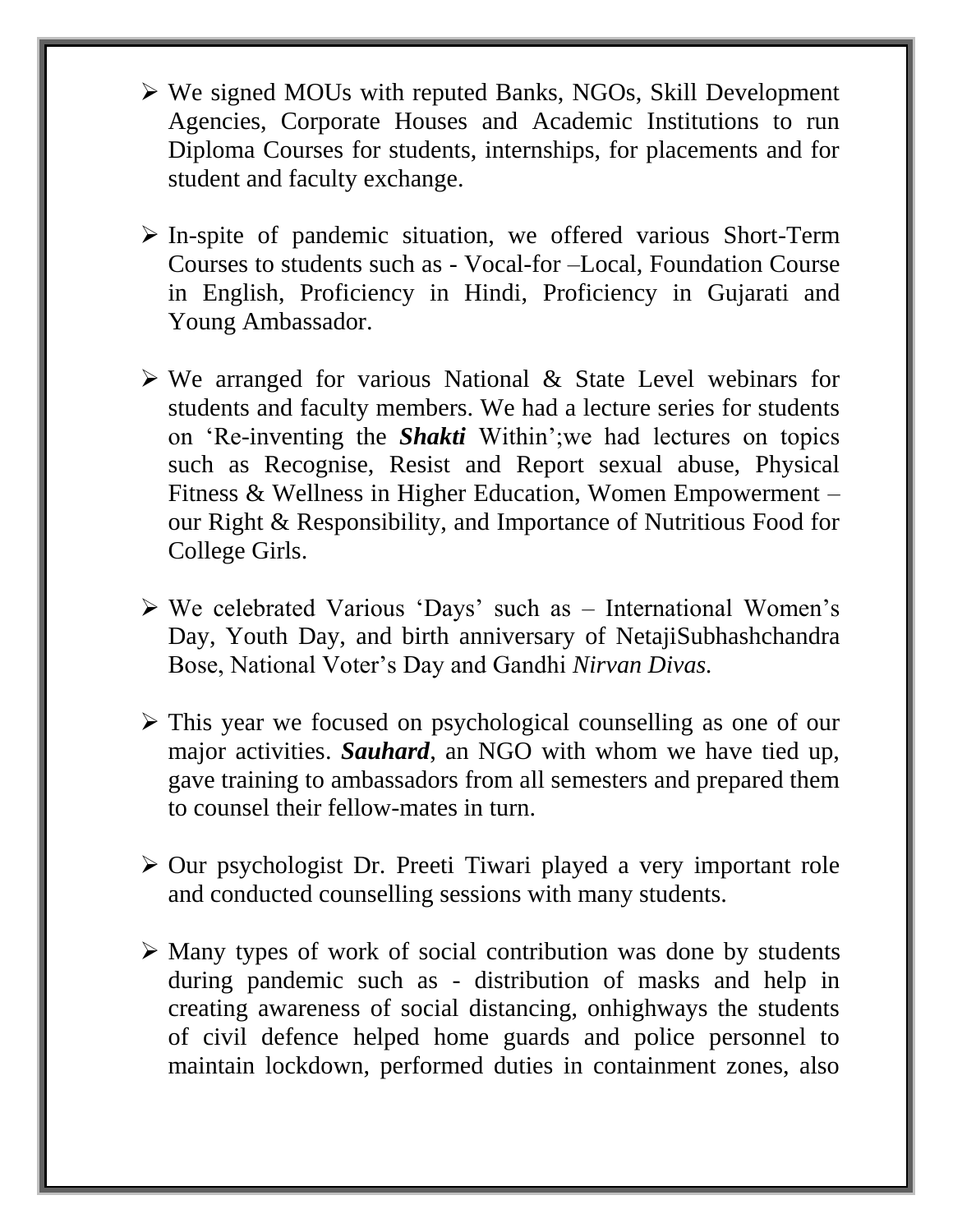- We signed MOUs with reputed Banks, NGOs, Skill Development Agencies, Corporate Houses and Academic Institutions to run Diploma Courses for students, internships, for placements and for student and faculty exchange.

- In-spite of pandemic situation, we offered various Short-Term Courses to students such as - Vocal-for –Local, Foundation Course in English, Proficiency in Hindi, Proficiency in Gujarati and Young Ambassador.

- We arranged for various National & State Level webinars for students and faculty members. We had a lecture series for students on 'Re-inventing the ***Shakti*** Within';we had lectures on topics such as Recognise, Resist and Report sexual abuse, Physical Fitness & Wellness in Higher Education, Women Empowerment – our Right & Responsibility, and Importance of Nutritious Food for College Girls.

- We celebrated Various 'Days' such as – International Women's Day, Youth Day, and birth anniversary of NetajiSubhashchandra Bose, National Voter's Day and Gandhi *Nirvan Divas.*

- This year we focused on psychological counselling as one of our major activities. ***Sauhard***, an NGO with whom we have tied up, gave training to ambassadors from all semesters and prepared them to counsel their fellow-mates in turn.

- Our psychologist Dr. Preeti Tiwari played a very important role and conducted counselling sessions with many students.

- Many types of work of social contribution was done by students during pandemic such as - distribution of masks and help in creating awareness of social distancing, onhighways the students of civil defence helped home guards and police personnel to maintain lockdown, performed duties in containment zones, also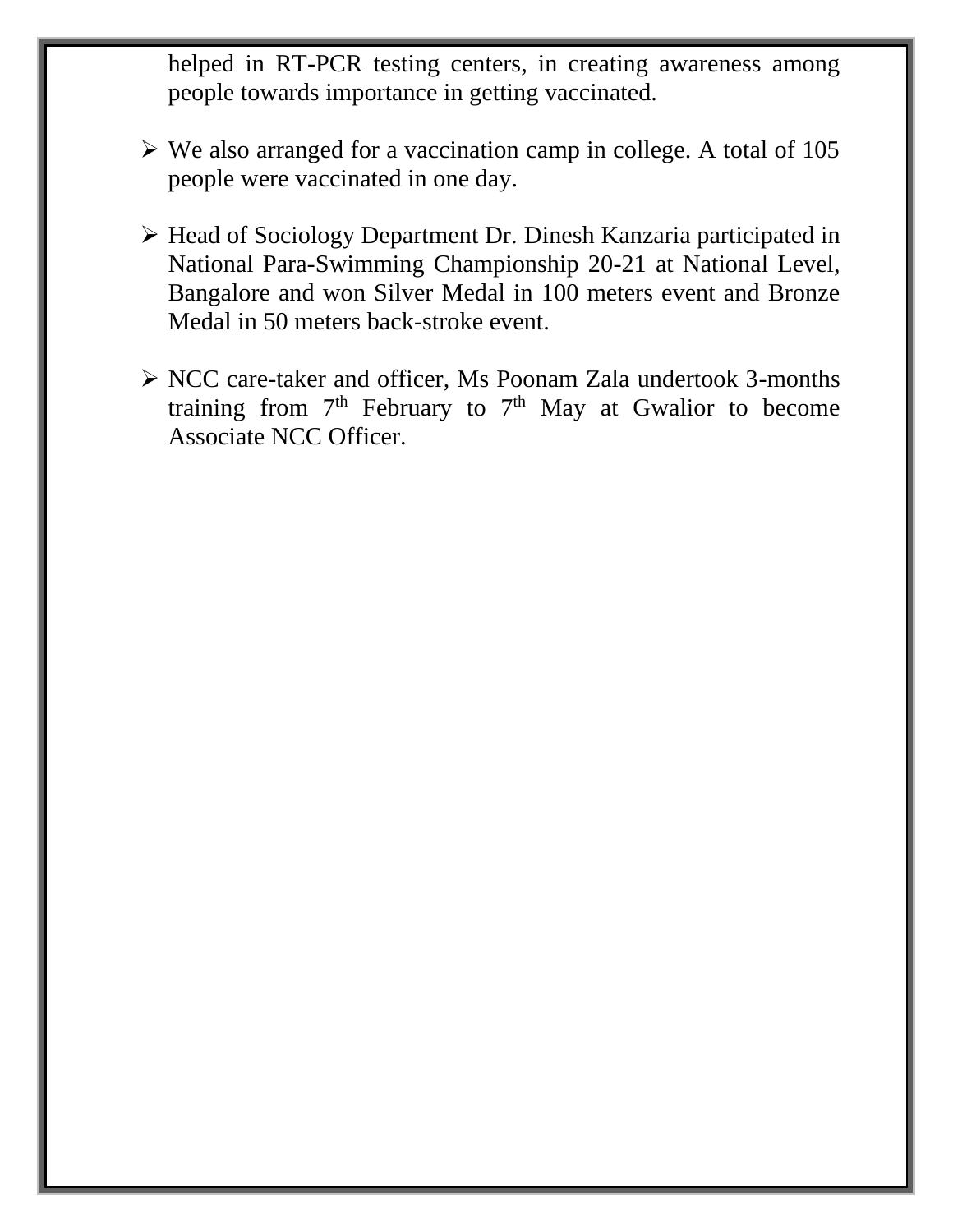helped in RT-PCR testing centers, in creating awareness among people towards importance in getting vaccinated.

- We also arranged for a vaccination camp in college. A total of 105 people were vaccinated in one day.

- Head of Sociology Department Dr. Dinesh Kanzaria participated in National Para-Swimming Championship 20-21 at National Level, Bangalore and won Silver Medal in 100 meters event and Bronze Medal in 50 meters back-stroke event.

- NCC care-taker and officer, Ms Poonam Zala undertook 3-months training from 7th February to 7th May at Gwalior to become Associate NCC Officer.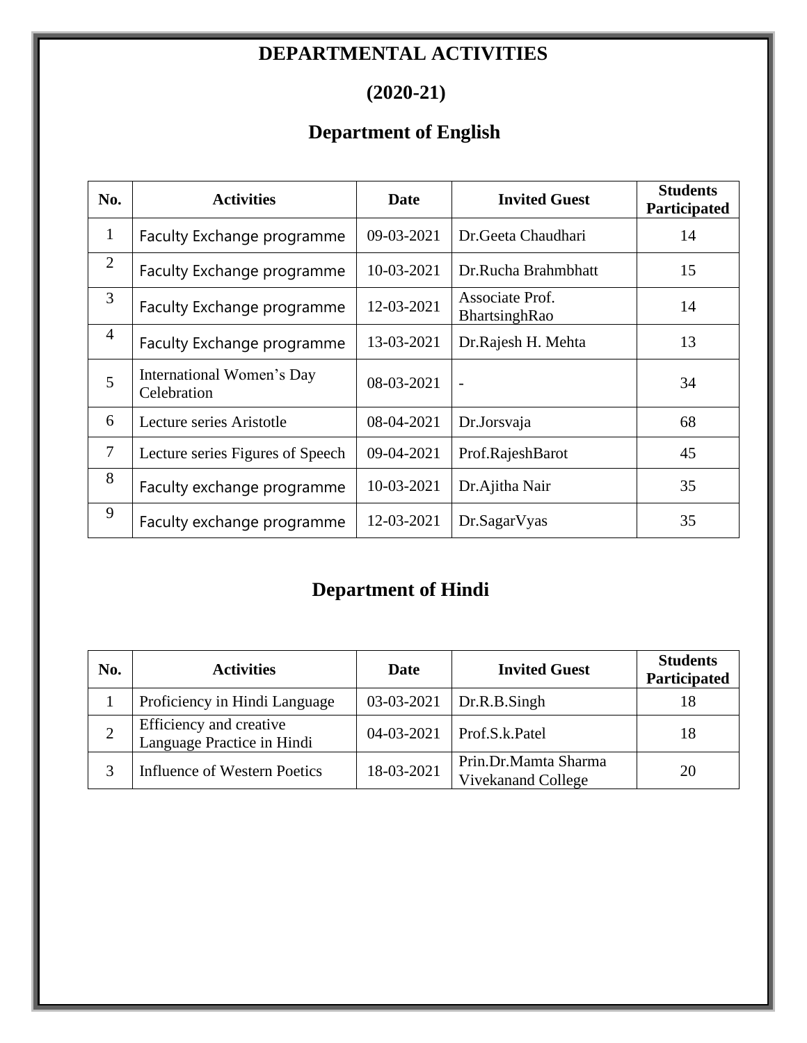# DEPARTMENTAL ACTIVITIES

# (2020-21)

## Department of English

| No. | Activities | Date | Invited Guest | Students Participated |
|---|---|---|---|---|
| 1 | Faculty Exchange programme | 09-03-2021 | Dr.Geeta Chaudhari | 14 |
| 2 | Faculty Exchange programme | 10-03-2021 | Dr.Rucha Brahmbhatt | 15 |
| 3 | Faculty Exchange programme | 12-03-2021 | Associate Prof. BhartsinghRao | 14 |
| 4 | Faculty Exchange programme | 13-03-2021 | Dr.Rajesh H. Mehta | 13 |
| 5 | International Women's Day Celebration | 08-03-2021 | - | 34 |
| 6 | Lecture series Aristotle | 08-04-2021 | Dr.Jorsvaja | 68 |
| 7 | Lecture series Figures of Speech | 09-04-2021 | Prof.RajeshBarot | 45 |
| 8 | Faculty exchange programme | 10-03-2021 | Dr.Ajitha Nair | 35 |
| 9 | Faculty exchange programme | 12-03-2021 | Dr.SagarVyas | 35 |

## Department of Hindi

| No. | Activities | Date | Invited Guest | Students Participated |
|---|---|---|---|---|
| 1 | Proficiency in Hindi Language | 03-03-2021 | Dr.R.B.Singh | 18 |
| 2 | Efficiency and creative Language Practice in Hindi | 04-03-2021 | Prof.S.k.Patel | 18 |
| 3 | Influence of Western Poetics | 18-03-2021 | Prin.Dr.Mamta Sharma Vivekanand College | 20 |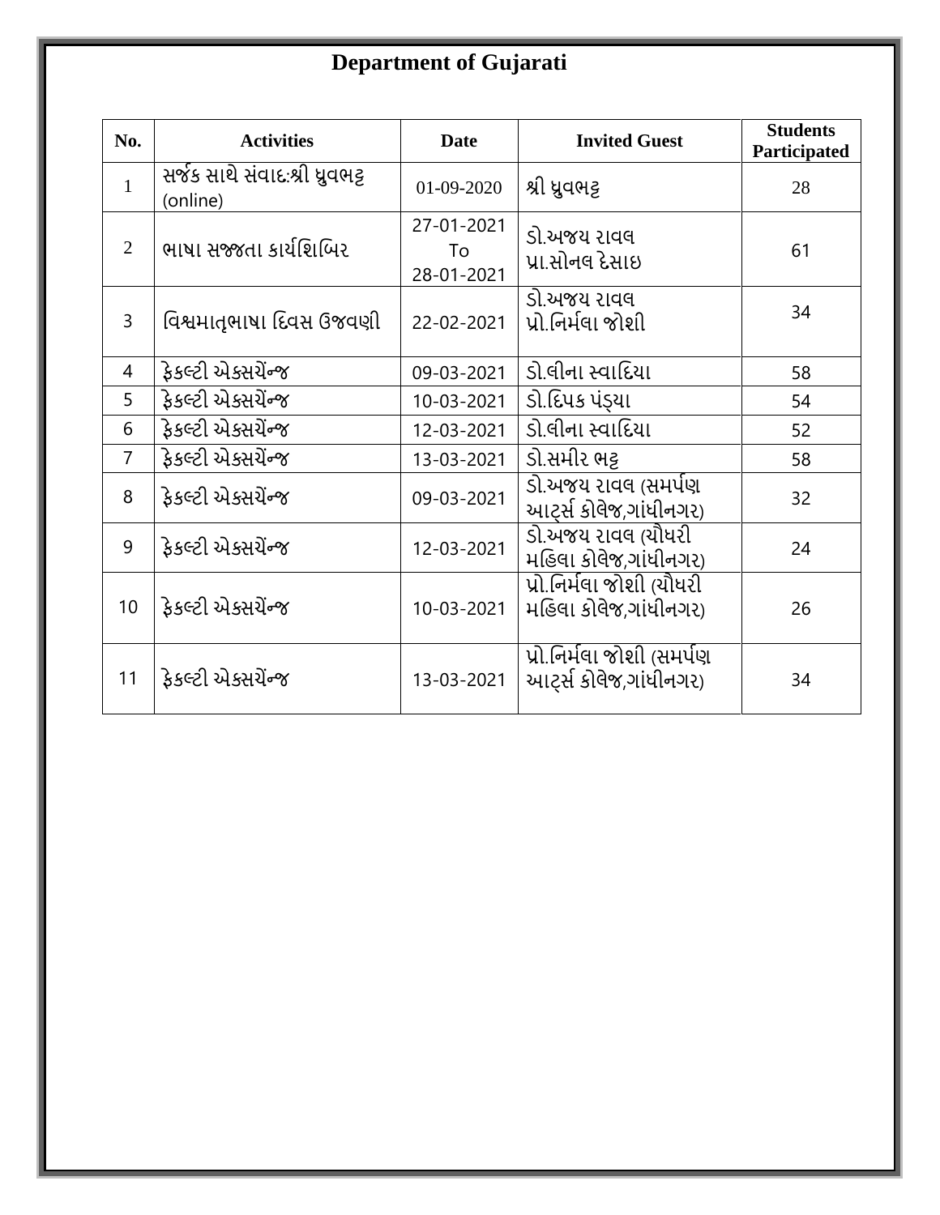# Department of Gujarati

| No. | Activities | Date | Invited Guest | Students Participated |
|---|---|---|---|---|
| 1 | સર્જક સાથે સંવાદ:શ્રી ધ્રુવભટ્ટ (online) | 01-09-2020 | શ્રી ધ્રુવભટ્ટ | 28 |
| 2 | ભાષા સજ્જતા કાર્યશિબિર | 27-01-2021 To 28-01-2021 | ડો.અજય રાવલ પ્રા.સોનલ દેસાઇ | 61 |
| 3 | વિશ્વમાતૃભાષા દિવસ ઉજવણી | 22-02-2021 | ડો.અજય રાવલ પ્રો.નિર્મલા જોશી | 34 |
| 4 | ફેકલ્ટી એક્સચેન્જ | 09-03-2021 | ડો.લીના સ્વાદિયા | 58 |
| 5 | ફેકલ્ટી એક્સચેન્જ | 10-03-2021 | ડો.દિપક પંડ્યા | 54 |
| 6 | ફેકલ્ટી એક્સચેન્જ | 12-03-2021 | ડો.લીના સ્વાદિયા | 52 |
| 7 | ફેકલ્ટી એક્સચેન્જ | 13-03-2021 | ડો.સમીર ભટ્ટ | 58 |
| 8 | ફેકલ્ટી એક્સચેન્જ | 09-03-2021 | ડો.અજય રાવલ (સમર્પણ આર્ટ્સ કોલેજ,ગાંધીનગર) | 32 |
| 9 | ફેકલ્ટી એક્સચેન્જ | 12-03-2021 | ડો.અજય રાવલ (ચૌધરી મહિલા કોલેજ,ગાંધીનગર) | 24 |
| 10 | ફેકલ્ટી એક્સચેન્જ | 10-03-2021 | પ્રો.નિર્મલા જોશી (ચૌધરી મહિલા કોલેજ,ગાંધીનગર) | 26 |
| 11 | ફેકલ્ટી એક્સચેન્જ | 13-03-2021 | પ્રો.નિર્મલા જોશી (સમર્પણ આર્ટ્સ કોલેજ,ગાંધીનગર) | 34 |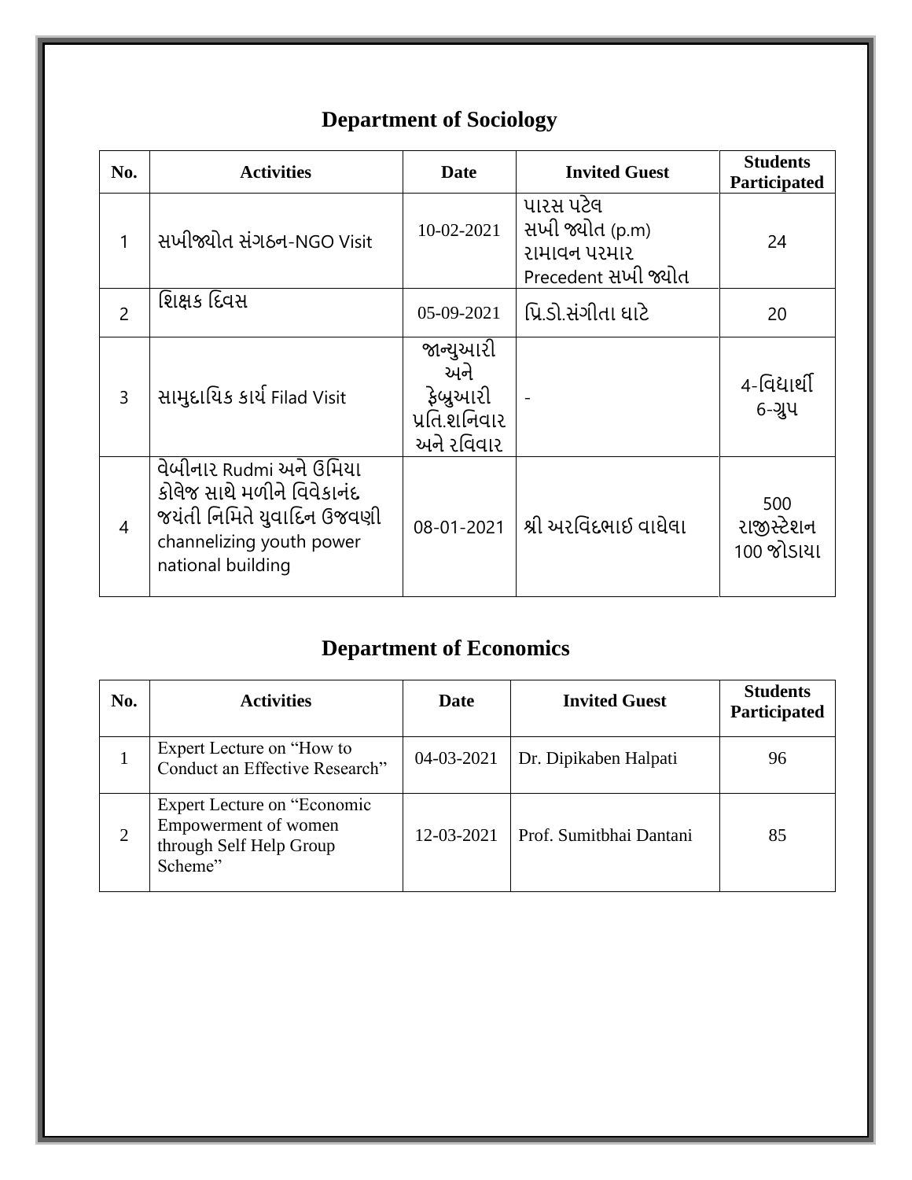## Department of Sociology

| No. | Activities | Date | Invited Guest | Students Participated |
|---|---|---|---|---|
| 1 | સખીજ્યોત સંગઠન-NGO Visit | 10-02-2021 | પારસ પટેલ<br>સખી જ્યોત (p.m)<br>રામાવન પરમાર<br>Precedent સખી જ્યોત | 24 |
| 2 | શિક્ષક દિવસ | 05-09-2021 | પ્રિ.ડો.સંગીતા ઘાટે | 20 |
| 3 | સામુદાયિક કાર્ય Filad Visit | જાન્યુઆરી અને ફેબ્રુઆરી પ્રતિ.શનિવાર અને રવિવાર | - | 4-વિદ્યાર્થી 6-ગ્રુપ |
| 4 | વેબીનાર Rudmi અને ઉમિયા કોલેજ સાથે મળીને વિવેકાનંદ જયંતી નિમિતે યુવાદિન ઉજવણી channelizing youth power national building | 08-01-2021 | શ્રી અરવિંદભાઇ વાઘેલા | 500 રાજીસ્ટેશન 100 જોડાયા |

## Department of Economics

| No. | Activities | Date | Invited Guest | Students Participated |
|---|---|---|---|---|
| 1 | Expert Lecture on "How to Conduct an Effective Research" | 04-03-2021 | Dr. Dipikaben Halpati | 96 |
| 2 | Expert Lecture on "Economic Empowerment of women through Self Help Group Scheme" | 12-03-2021 | Prof. Sumitbhai Dantani | 85 |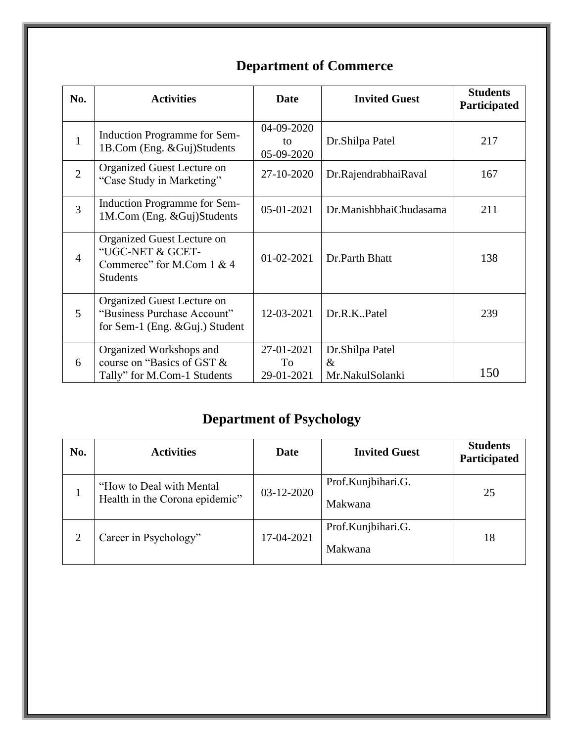## Department of Commerce

| No. | Activities | Date | Invited Guest | Students Participated |
|---|---|---|---|---|
| 1 | Induction Programme for Sem-1B.Com (Eng. &Guj)Students | 04-09-2020 to 05-09-2020 | Dr.Shilpa Patel | 217 |
| 2 | Organized Guest Lecture on "Case Study in Marketing" | 27-10-2020 | Dr.RajendrabhaiRaval | 167 |
| 3 | Induction Programme for Sem-1M.Com (Eng. &Guj)Students | 05-01-2021 | Dr.ManishbhaiChudasama | 211 |
| 4 | Organized Guest Lecture on "UGC-NET & GCET-Commerce" for M.Com 1 & 4 Students | 01-02-2021 | Dr.Parth Bhatt | 138 |
| 5 | Organized Guest Lecture on "Business Purchase Account" for Sem-1 (Eng. &Guj.) Student | 12-03-2021 | Dr.R.K..Patel | 239 |
| 6 | Organized Workshops and course on "Basics of GST & Tally" for M.Com-1 Students | 27-01-2021 To 29-01-2021 | Dr.Shilpa Patel & Mr.NakulSolanki | 150 |

## Department of Psychology

| No. | Activities | Date | Invited Guest | Students Participated |
|---|---|---|---|---|
| 1 | "How to Deal with Mental Health in the Corona epidemic" | 03-12-2020 | Prof.Kunjbihari.G. Makwana | 25 |
| 2 | Career in Psychology" | 17-04-2021 | Prof.Kunjbihari.G. Makwana | 18 |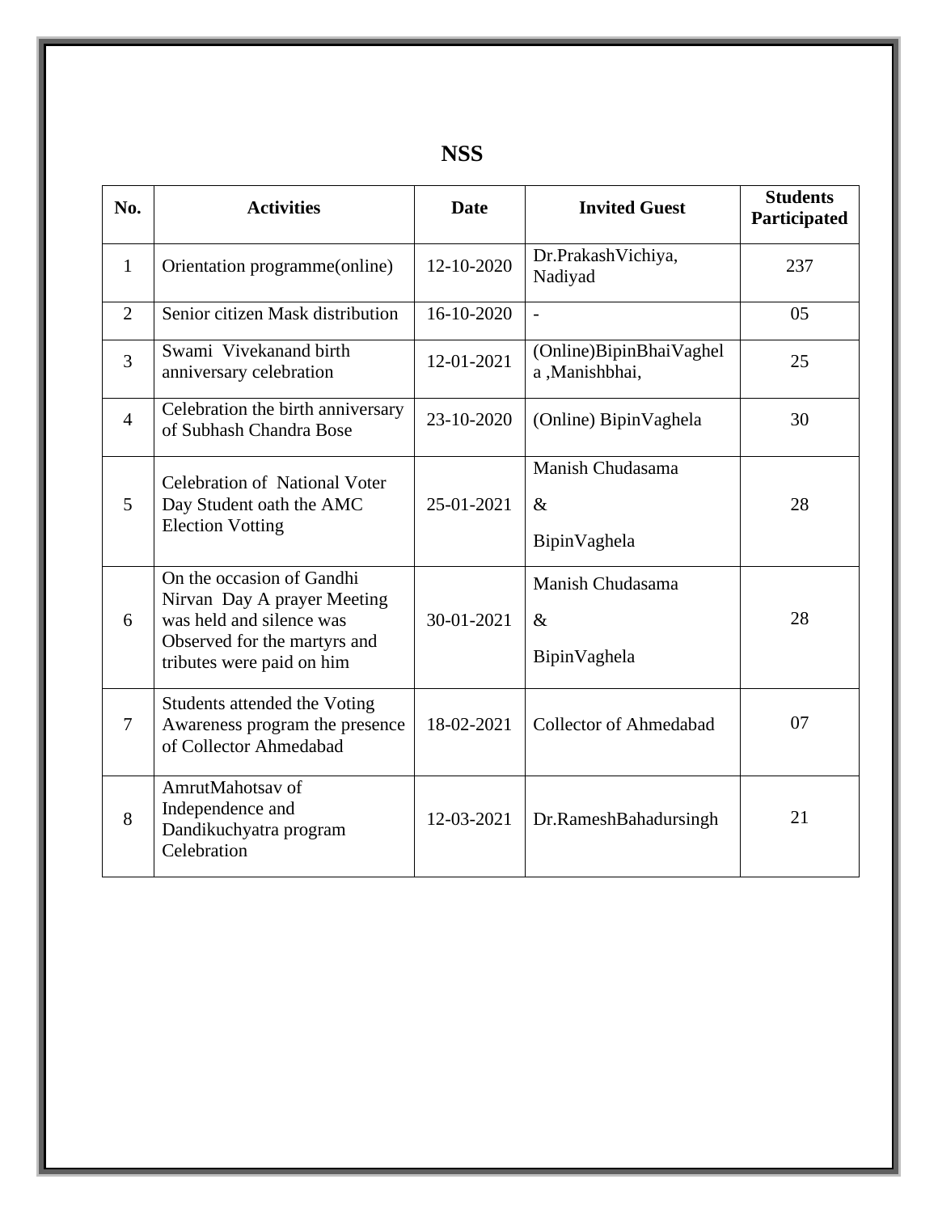# NSS

| No. | Activities | Date | Invited Guest | Students Participated |
|---|---|---|---|---|
| 1 | Orientation programme(online) | 12-10-2020 | Dr.PrakashVichiya, Nadiyad | 237 |
| 2 | Senior citizen Mask distribution | 16-10-2020 | - | 05 |
| 3 | Swami Vivekanand birth anniversary celebration | 12-01-2021 | (Online)BipinBhaiVaghela ,Manishbhai, | 25 |
| 4 | Celebration the birth anniversary of Subhash Chandra Bose | 23-10-2020 | (Online) BipinVaghela | 30 |
| 5 | Celebration of National Voter Day Student oath the AMC Election Votting | 25-01-2021 | Manish Chudasama & BipinVaghela | 28 |
| 6 | On the occasion of Gandhi Nirvan Day A prayer Meeting was held and silence was Observed for the martyrs and tributes were paid on him | 30-01-2021 | Manish Chudasama & BipinVaghela | 28 |
| 7 | Students attended the Voting Awareness program the presence of Collector Ahmedabad | 18-02-2021 | Collector of Ahmedabad | 07 |
| 8 | AmrutMahotsav of Independence and Dandikuchyatra program Celebration | 12-03-2021 | Dr.RameshBahadursingh | 21 |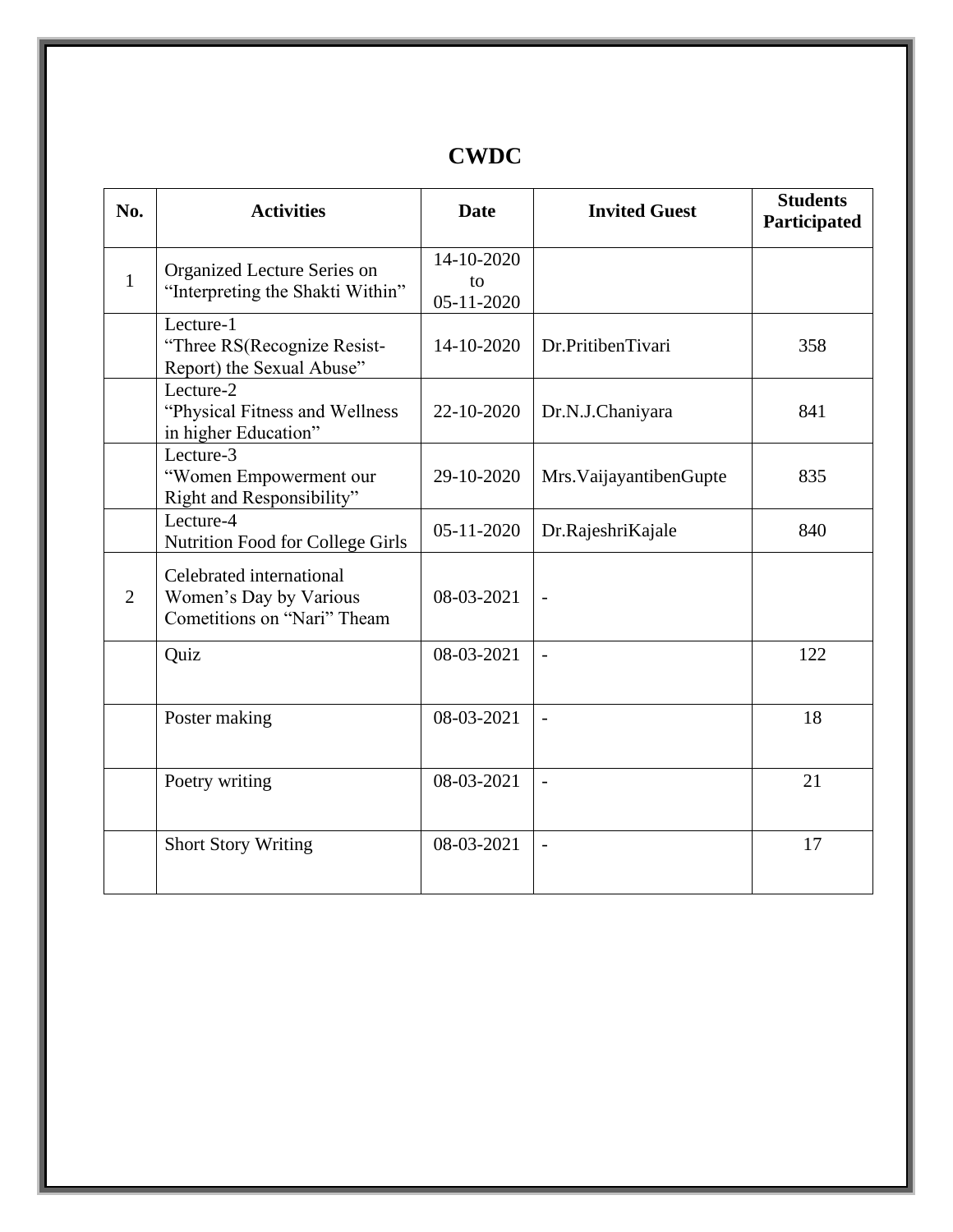# CWDC

| No. | Activities | Date | Invited Guest | Students Participated |
|---|---|---|---|---|
| 1 | Organized Lecture Series on "Interpreting the Shakti Within" | 14-10-2020 to 05-11-2020 | | |
| | Lecture-1 "Three RS(Recognize Resist-Report) the Sexual Abuse" | 14-10-2020 | Dr.PritibenTivari | 358 |
| | Lecture-2 "Physical Fitness and Wellness in higher Education" | 22-10-2020 | Dr.N.J.Chaniyara | 841 |
| | Lecture-3 "Women Empowerment our Right and Responsibility" | 29-10-2020 | Mrs.VaijayantibenGupte | 835 |
| | Lecture-4 Nutrition Food for College Girls | 05-11-2020 | Dr.RajeshriKajale | 840 |
| 2 | Celebrated international Women's Day by Various Cometitions on "Nari" Theam | 08-03-2021 | - | |
| | Quiz | 08-03-2021 | - | 122 |
| | Poster making | 08-03-2021 | - | 18 |
| | Poetry writing | 08-03-2021 | - | 21 |
| | Short Story Writing | 08-03-2021 | - | 17 |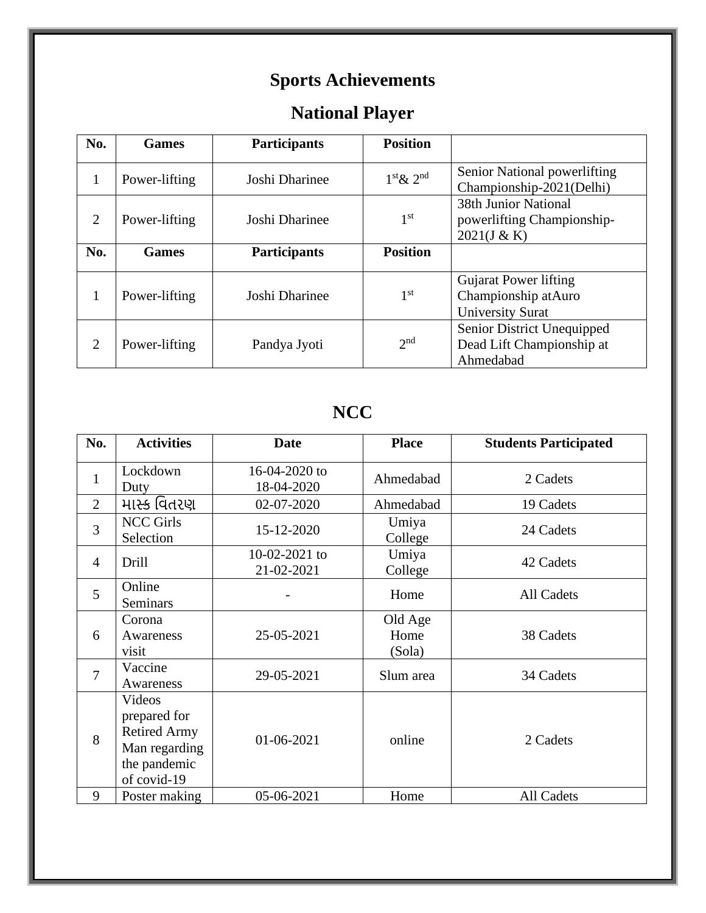# Sports Achievements

## National Player

| No. | Games | Participants | Position | |
|---|---|---|---|---|
| 1 | Power-lifting | Joshi Dharinee | 1st & 2nd | Senior National powerlifting Championship-2021(Delhi) |
| 2 | Power-lifting | Joshi Dharinee | 1st | 38th Junior National powerlifting Championship-2021(J & K) |
| **No.** | **Games** | **Participants** | **Position** | |
| 1 | Power-lifting | Joshi Dharinee | 1st | Gujarat Power lifting Championship atAuro University Surat |
| 2 | Power-lifting | Pandya Jyoti | 2nd | Senior District Unequipped Dead Lift Championship at Ahmedabad |

## NCC

| No. | Activities | Date | Place | Students Participated |
|---|---|---|---|---|
| 1 | Lockdown Duty | 16-04-2020 to 18-04-2020 | Ahmedabad | 2 Cadets |
| 2 | માસ્ક વિતરણ | 02-07-2020 | Ahmedabad | 19 Cadets |
| 3 | NCC Girls Selection | 15-12-2020 | Umiya College | 24 Cadets |
| 4 | Drill | 10-02-2021 to 21-02-2021 | Umiya College | 42 Cadets |
| 5 | Online Seminars | - | Home | All Cadets |
| 6 | Corona Awareness visit | 25-05-2021 | Old Age Home (Sola) | 38 Cadets |
| 7 | Vaccine Awareness | 29-05-2021 | Slum area | 34 Cadets |
| 8 | Videos prepared for Retired Army Man regarding the pandemic of covid-19 | 01-06-2021 | online | 2 Cadets |
| 9 | Poster making | 05-06-2021 | Home | All Cadets |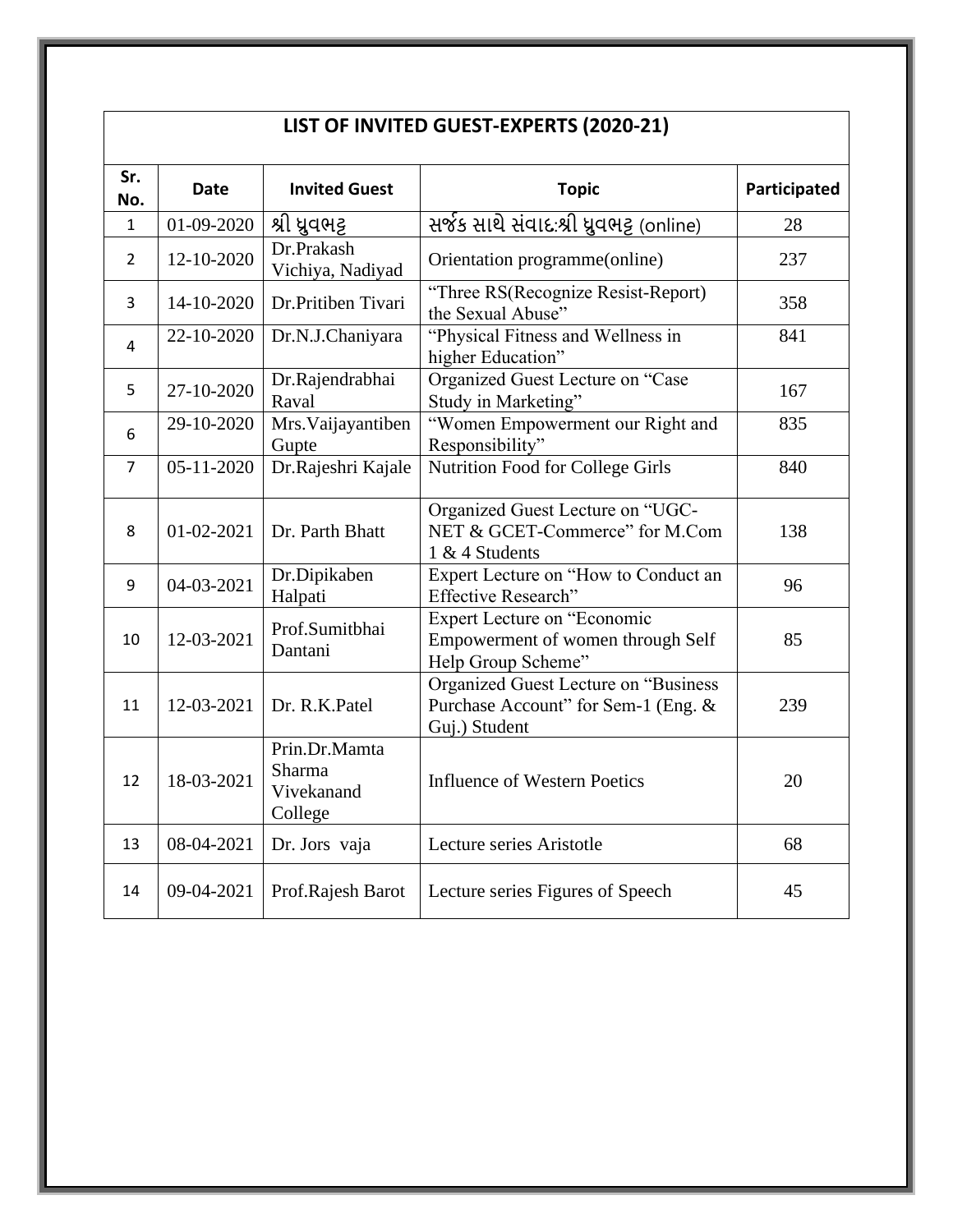| LIST OF INVITED GUEST-EXPERTS (2020-21) | | | | |
|---|---|---|---|---|
| **Sr. No.** | **Date** | **Invited Guest** | **Topic** | **Participated** |
| 1 | 01-09-2020 | શ્રી ધ્રુવભટ્ટ | સર્જક સાથે સંવાદ:શ્રી ધ્રુવભટ્ટ (online) | 28 |
| 2 | 12-10-2020 | Dr.Prakash Vichiya, Nadiyad | Orientation programme(online) | 237 |
| 3 | 14-10-2020 | Dr.Pritiben Tivari | "Three RS(Recognize Resist-Report) the Sexual Abuse" | 358 |
| 4 | 22-10-2020 | Dr.N.J.Chaniyara | "Physical Fitness and Wellness in higher Education" | 841 |
| 5 | 27-10-2020 | Dr.Rajendrabhai Raval | Organized Guest Lecture on "Case Study in Marketing" | 167 |
| 6 | 29-10-2020 | Mrs.Vaijayantiben Gupte | "Women Empowerment our Right and Responsibility" | 835 |
| 7 | 05-11-2020 | Dr.Rajeshri Kajale | Nutrition Food for College Girls | 840 |
| 8 | 01-02-2021 | Dr. Parth Bhatt | Organized Guest Lecture on "UGC-NET & GCET-Commerce" for M.Com 1 & 4 Students | 138 |
| 9 | 04-03-2021 | Dr.Dipikaben Halpati | Expert Lecture on "How to Conduct an Effective Research" | 96 |
| 10 | 12-03-2021 | Prof.Sumitbhai Dantani | Expert Lecture on "Economic Empowerment of women through Self Help Group Scheme" | 85 |
| 11 | 12-03-2021 | Dr. R.K.Patel | Organized Guest Lecture on "Business Purchase Account" for Sem-1 (Eng. & Guj.) Student | 239 |
| 12 | 18-03-2021 | Prin.Dr.Mamta Sharma Vivekanand College | Influence of Western Poetics | 20 |
| 13 | 08-04-2021 | Dr. Jors vaja | Lecture series Aristotle | 68 |
| 14 | 09-04-2021 | Prof.Rajesh Barot | Lecture series Figures of Speech | 45 |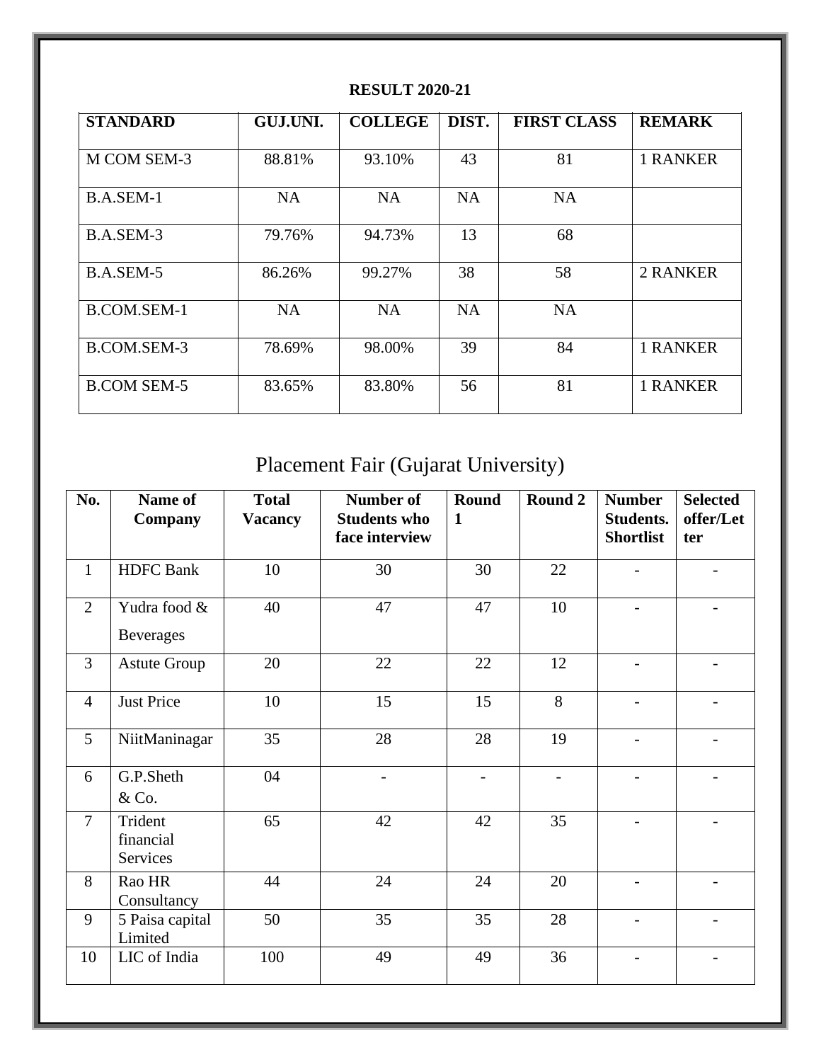**RESULT 2020-21**

| STANDARD | GUJ.UNI. | COLLEGE | DIST. | FIRST CLASS | REMARK |
|---|---|---|---|---|---|
| M COM SEM-3 | 88.81% | 93.10% | 43 | 81 | 1 RANKER |
| B.A.SEM-1 | NA | NA | NA | NA | |
| B.A.SEM-3 | 79.76% | 94.73% | 13 | 68 | |
| B.A.SEM-5 | 86.26% | 99.27% | 38 | 58 | 2 RANKER |
| B.COM.SEM-1 | NA | NA | NA | NA | |
| B.COM.SEM-3 | 78.69% | 98.00% | 39 | 84 | 1 RANKER |
| B.COM SEM-5 | 83.65% | 83.80% | 56 | 81 | 1 RANKER |

## Placement Fair (Gujarat University)

| No. | Name of Company | Total Vacancy | Number of Students who face interview | Round 1 | Round 2 | Number Students. Shortlist | Selected offer/Letter |
|---|---|---|---|---|---|---|---|
| 1 | HDFC Bank | 10 | 30 | 30 | 22 | - | - |
| 2 | Yudra food & Beverages | 40 | 47 | 47 | 10 | - | - |
| 3 | Astute Group | 20 | 22 | 22 | 12 | - | - |
| 4 | Just Price | 10 | 15 | 15 | 8 | - | - |
| 5 | NiitManinagar | 35 | 28 | 28 | 19 | - | - |
| 6 | G.P.Sheth & Co. | 04 | - | - | - | - | - |
| 7 | Trident financial Services | 65 | 42 | 42 | 35 | - | - |
| 8 | Rao HR Consultancy | 44 | 24 | 24 | 20 | - | - |
| 9 | 5 Paisa capital Limited | 50 | 35 | 35 | 28 | - | - |
| 10 | LIC of India | 100 | 49 | 49 | 36 | - | - |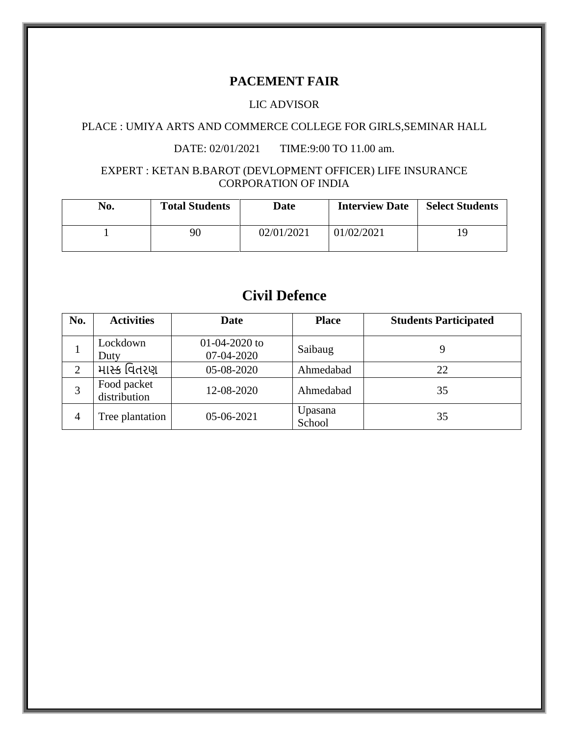## PACEMENT FAIR

LIC ADVISOR

PLACE : UMIYA ARTS AND COMMERCE COLLEGE FOR GIRLS,SEMINAR HALL

DATE: 02/01/2021 TIME:9:00 TO 11.00 am.

EXPERT : KETAN B.BAROT (DEVLOPMENT OFFICER) LIFE INSURANCE CORPORATION OF INDIA

| No. | Total Students | Date | Interview Date | Select Students |
|---|---|---|---|---|
| 1 | 90 | 02/01/2021 | 01/02/2021 | 19 |

## Civil Defence

| No. | Activities | Date | Place | Students Participated |
|---|---|---|---|---|
| 1 | Lockdown Duty | 01-04-2020 to 07-04-2020 | Saibaug | 9 |
| 2 | માસ્ક વિતરણ | 05-08-2020 | Ahmedabad | 22 |
| 3 | Food packet distribution | 12-08-2020 | Ahmedabad | 35 |
| 4 | Tree plantation | 05-06-2021 | Upasana School | 35 |